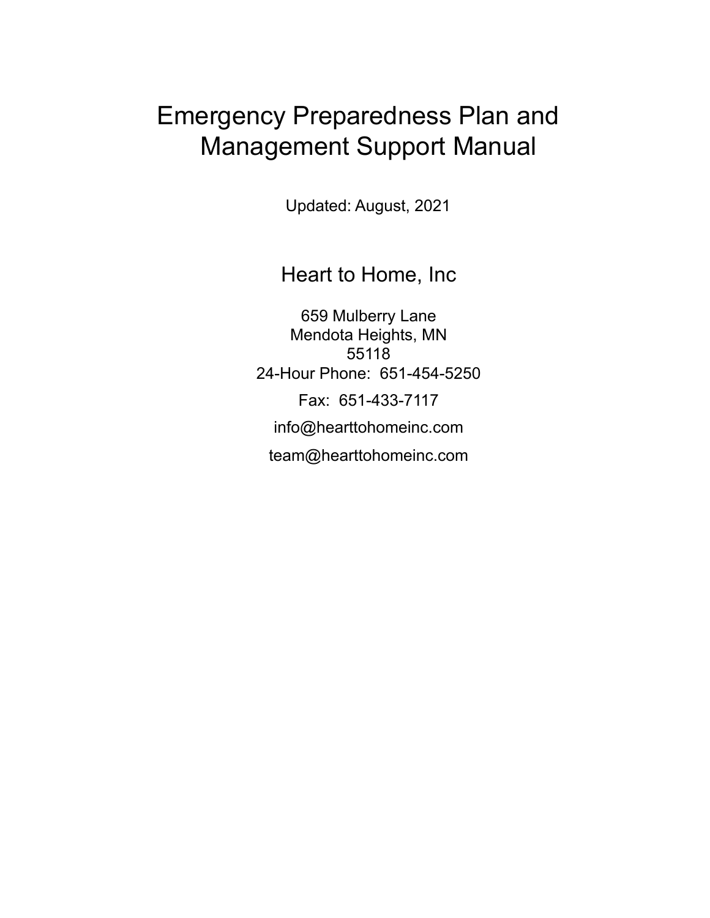# Emergency Preparedness Plan and Management Support Manual

Updated: August, 2021

## Heart to Home, Inc

659 Mulberry Lane
Mendota Heights, MN
55118
24-Hour Phone: 651-454-5250

Fax: 651-433-7117

info@hearttohomeinc.com

team@hearttohomeinc.com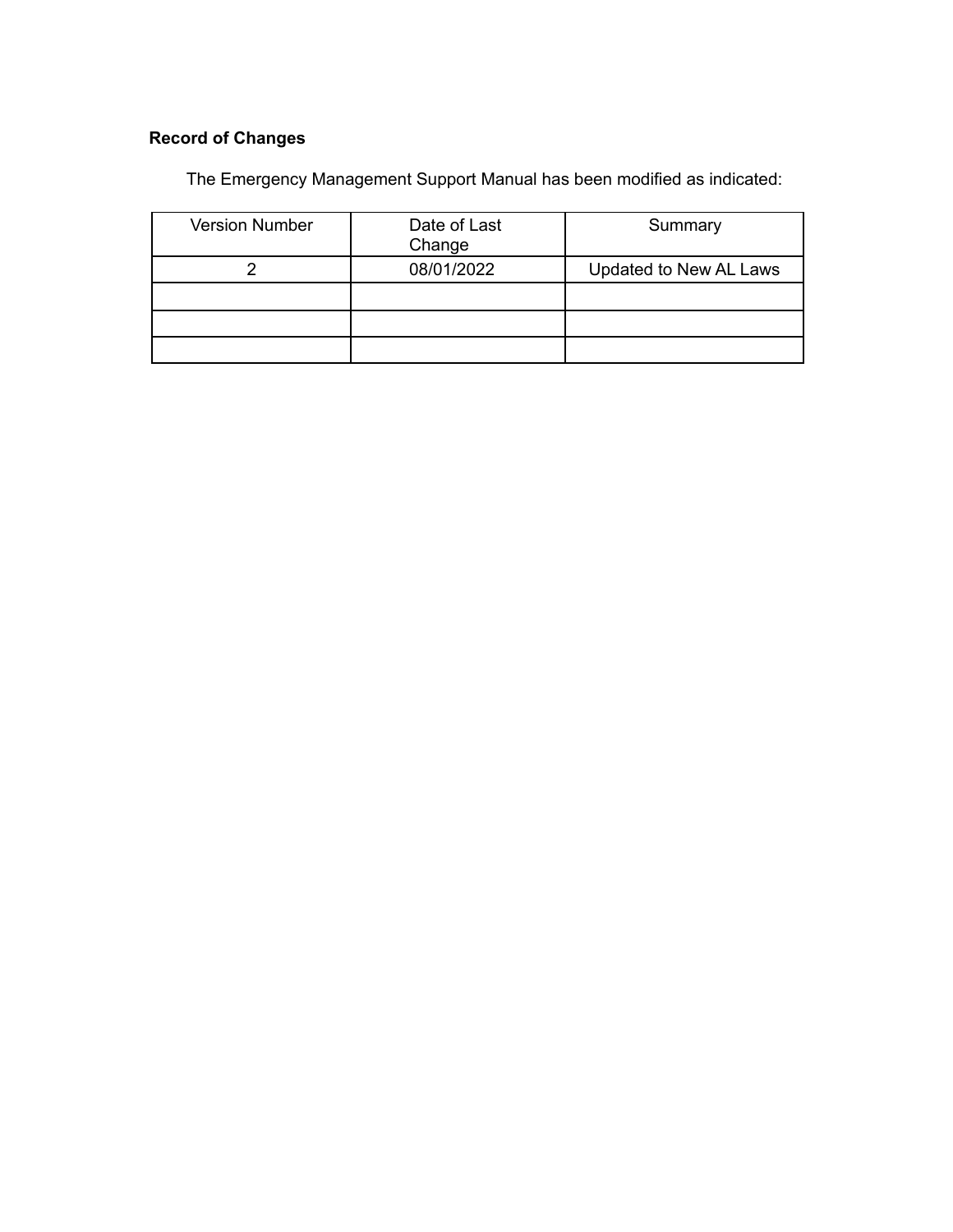**Record of Changes**

The Emergency Management Support Manual has been modified as indicated:

| Version Number | Date of Last Change | Summary |
|---|---|---|
| 2 | 08/01/2022 | Updated to New AL Laws |
| | | |
| | | |
| | | |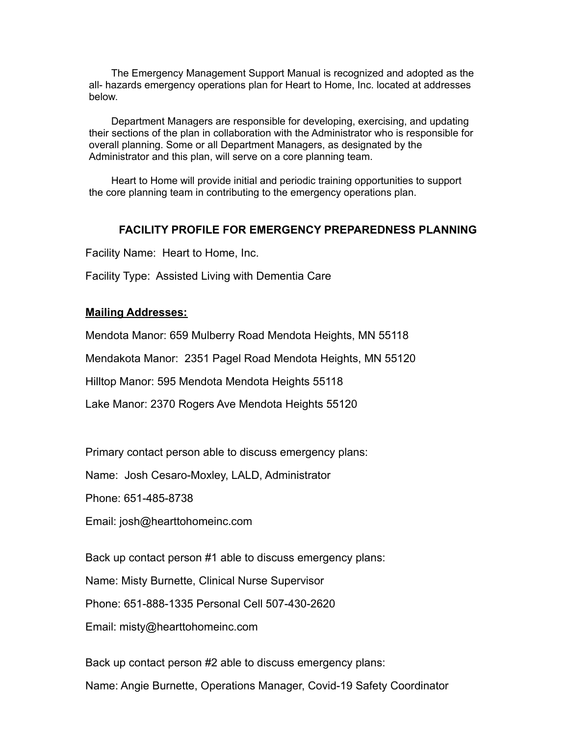The Emergency Management Support Manual is recognized and adopted as the all- hazards emergency operations plan for Heart to Home, Inc. located at addresses below.

Department Managers are responsible for developing, exercising, and updating their sections of the plan in collaboration with the Administrator who is responsible for overall planning. Some or all Department Managers, as designated by the Administrator and this plan, will serve on a core planning team.

Heart to Home will provide initial and periodic training opportunities to support the core planning team in contributing to the emergency operations plan.

## FACILITY PROFILE FOR EMERGENCY PREPAREDNESS PLANNING

Facility Name: Heart to Home, Inc.

Facility Type: Assisted Living with Dementia Care

**Mailing Addresses:**

Mendota Manor: 659 Mulberry Road Mendota Heights, MN 55118

Mendakota Manor: 2351 Pagel Road Mendota Heights, MN 55120

Hilltop Manor: 595 Mendota Mendota Heights 55118

Lake Manor: 2370 Rogers Ave Mendota Heights 55120

Primary contact person able to discuss emergency plans:

Name: Josh Cesaro-Moxley, LALD, Administrator

Phone: 651-485-8738

Email: josh@hearttohomeinc.com

Back up contact person #1 able to discuss emergency plans:

Name: Misty Burnette, Clinical Nurse Supervisor

Phone: 651-888-1335 Personal Cell 507-430-2620

Email: misty@hearttohomeinc.com

Back up contact person #2 able to discuss emergency plans:

Name: Angie Burnette, Operations Manager, Covid-19 Safety Coordinator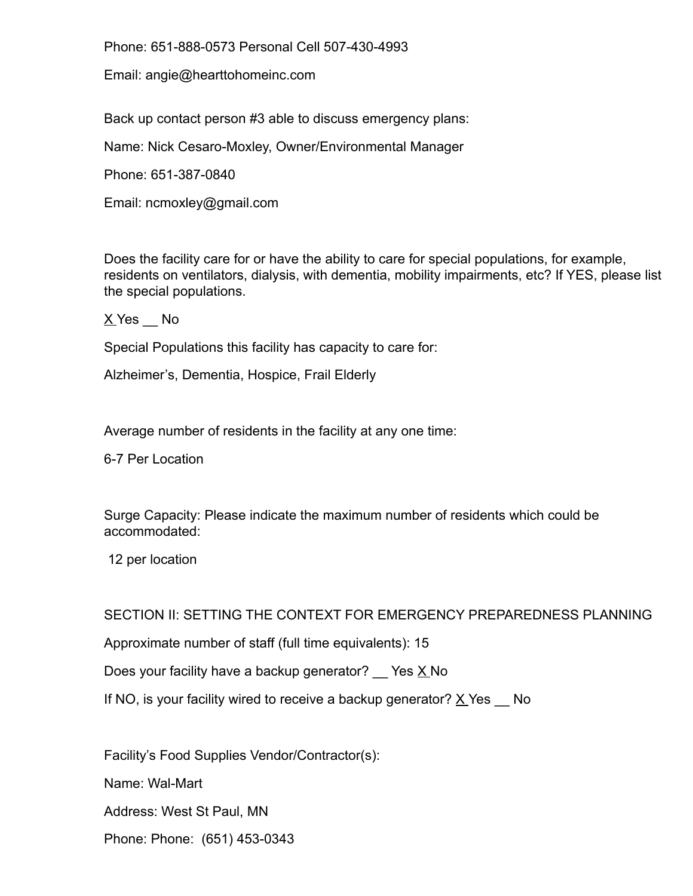Phone: 651-888-0573 Personal Cell 507-430-4993

Email: angie@hearttohomeinc.com

Back up contact person #3 able to discuss emergency plans:

Name: Nick Cesaro-Moxley, Owner/Environmental Manager

Phone: 651-387-0840

Email: ncmoxley@gmail.com

Does the facility care for or have the ability to care for special populations, for example, residents on ventilators, dialysis, with dementia, mobility impairments, etc? If YES, please list the special populations.

X Yes __ No

Special Populations this facility has capacity to care for:

Alzheimer's, Dementia, Hospice, Frail Elderly

Average number of residents in the facility at any one time:

6-7 Per Location

Surge Capacity: Please indicate the maximum number of residents which could be accommodated:

12 per location

SECTION II: SETTING THE CONTEXT FOR EMERGENCY PREPAREDNESS PLANNING

Approximate number of staff (full time equivalents): 15

Does your facility have a backup generator? __ Yes X No

If NO, is your facility wired to receive a backup generator? X Yes __ No

Facility's Food Supplies Vendor/Contractor(s):

Name: Wal-Mart

Address: West St Paul, MN

Phone: Phone:  (651) 453-0343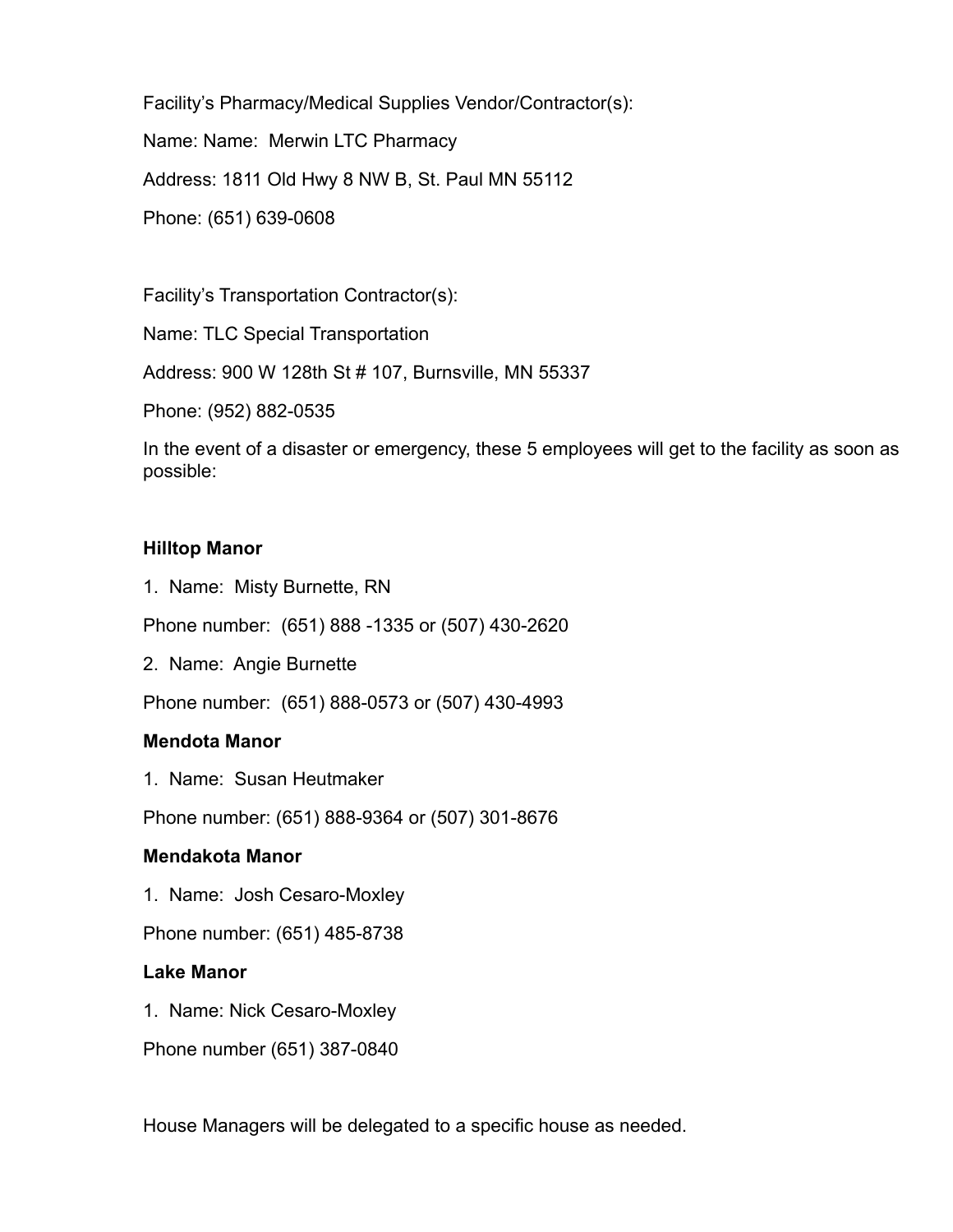Facility's Pharmacy/Medical Supplies Vendor/Contractor(s):

Name: Name:  Merwin LTC Pharmacy

Address: 1811 Old Hwy 8 NW B, St. Paul MN 55112

Phone: (651) 639-0608

Facility's Transportation Contractor(s):

Name: TLC Special Transportation

Address: 900 W 128th St # 107, Burnsville, MN 55337

Phone: (952) 882-0535

In the event of a disaster or emergency, these 5 employees will get to the facility as soon as possible:

**Hilltop Manor**

1. Name:  Misty Burnette, RN

Phone number:  (651) 888 -1335 or (507) 430-2620

2. Name:  Angie Burnette

Phone number:  (651) 888-0573 or (507) 430-4993

**Mendota Manor**

1. Name:  Susan Heutmaker

Phone number: (651) 888-9364 or (507) 301-8676

**Mendakota Manor**

1. Name:  Josh Cesaro-Moxley

Phone number: (651) 485-8738

**Lake Manor**

1. Name: Nick Cesaro-Moxley

Phone number (651) 387-0840

House Managers will be delegated to a specific house as needed.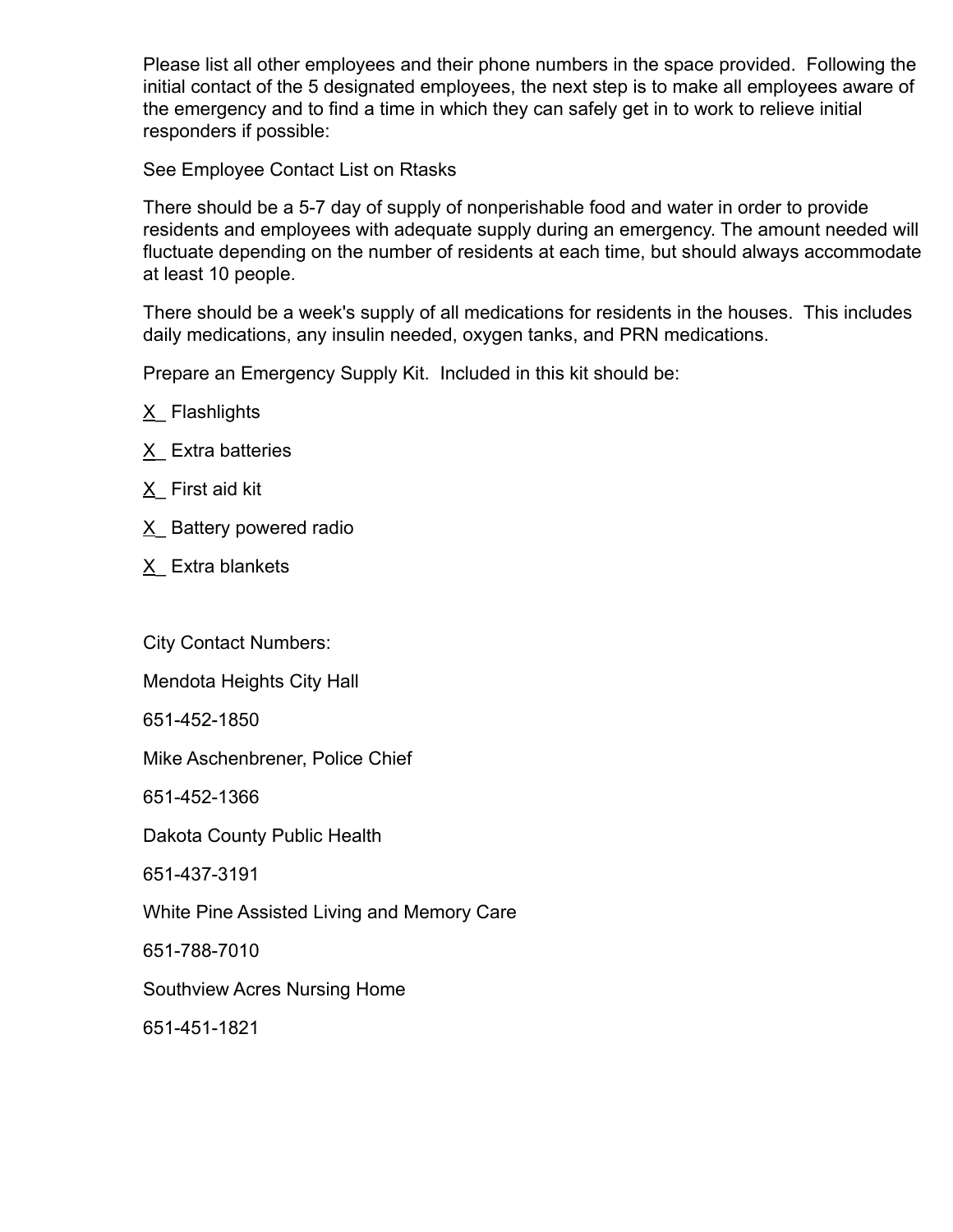Please list all other employees and their phone numbers in the space provided. Following the initial contact of the 5 designated employees, the next step is to make all employees aware of the emergency and to find a time in which they can safely get in to work to relieve initial responders if possible:

See Employee Contact List on Rtasks

There should be a 5-7 day of supply of nonperishable food and water in order to provide residents and employees with adequate supply during an emergency. The amount needed will fluctuate depending on the number of residents at each time, but should always accommodate at least 10 people.

There should be a week's supply of all medications for residents in the houses. This includes daily medications, any insulin needed, oxygen tanks, and PRN medications.

Prepare an Emergency Supply Kit. Included in this kit should be:

X_ Flashlights

X_ Extra batteries

X_ First aid kit

X_ Battery powered radio

X_ Extra blankets

City Contact Numbers:

Mendota Heights City Hall

651-452-1850

Mike Aschenbrener, Police Chief

651-452-1366

Dakota County Public Health

651-437-3191

White Pine Assisted Living and Memory Care

651-788-7010

Southview Acres Nursing Home

651-451-1821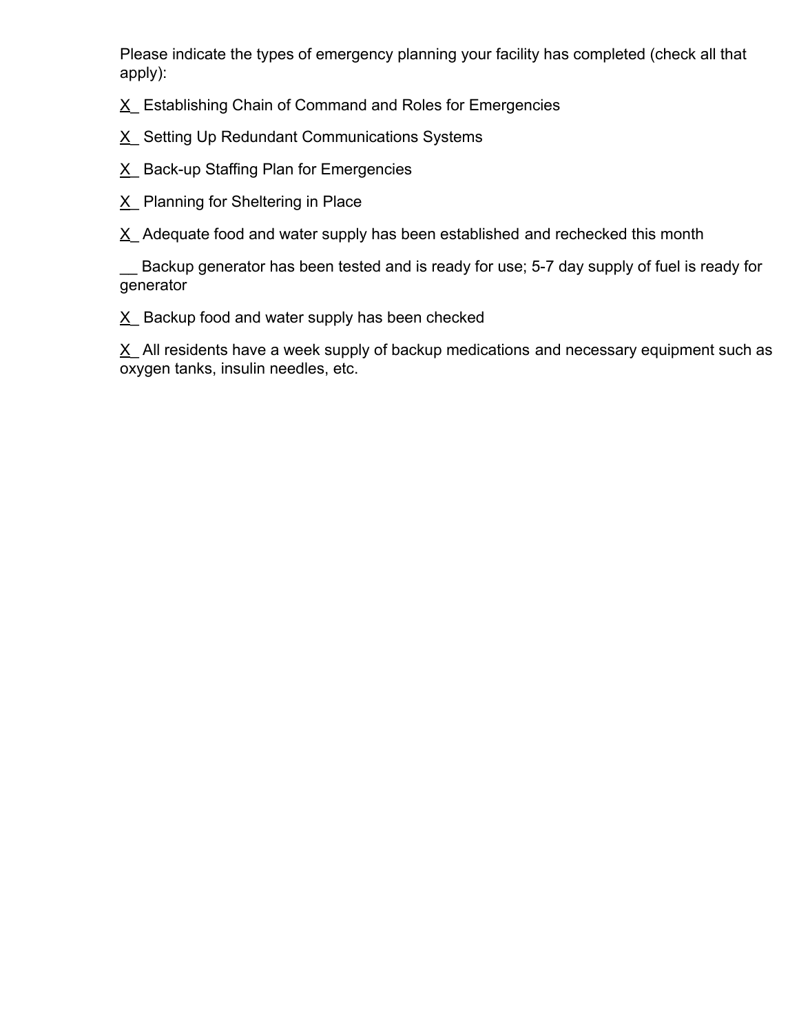Please indicate the types of emergency planning your facility has completed (check all that apply):

X_ Establishing Chain of Command and Roles for Emergencies

X_ Setting Up Redundant Communications Systems

X_ Back-up Staffing Plan for Emergencies

X_ Planning for Sheltering in Place

X_ Adequate food and water supply has been established and rechecked this month

__ Backup generator has been tested and is ready for use; 5-7 day supply of fuel is ready for generator

X_ Backup food and water supply has been checked

X_ All residents have a week supply of backup medications and necessary equipment such as oxygen tanks, insulin needles, etc.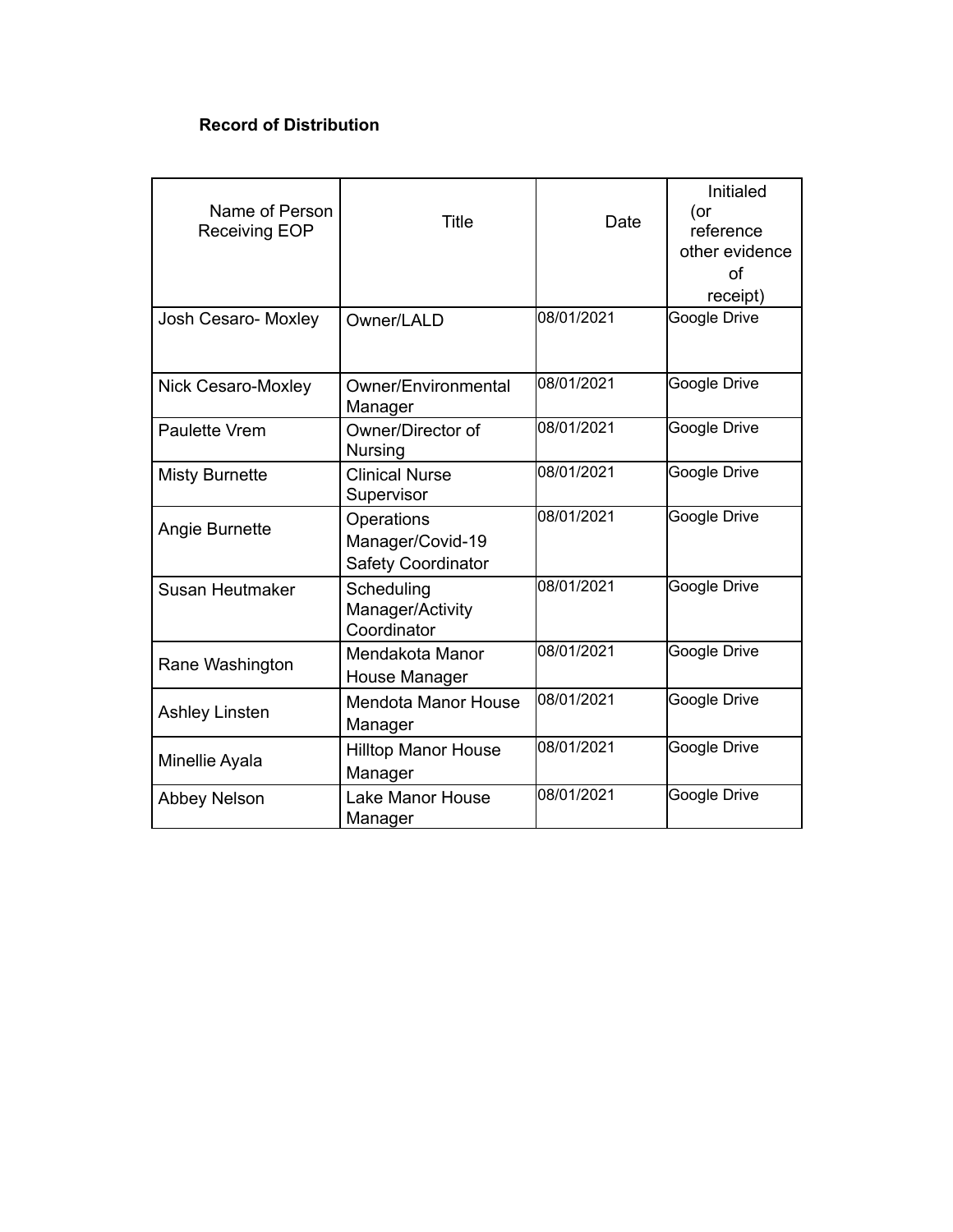**Record of Distribution**

| Name of Person Receiving EOP | Title | Date | Initialed (or reference other evidence of receipt) |
|---|---|---|---|
| Josh Cesaro- Moxley | Owner/LALD | 08/01/2021 | Google Drive |
| Nick Cesaro-Moxley | Owner/Environmental Manager | 08/01/2021 | Google Drive |
| Paulette Vrem | Owner/Director of Nursing | 08/01/2021 | Google Drive |
| Misty Burnette | Clinical Nurse Supervisor | 08/01/2021 | Google Drive |
| Angie Burnette | Operations Manager/Covid-19 Safety Coordinator | 08/01/2021 | Google Drive |
| Susan Heutmaker | Scheduling Manager/Activity Coordinator | 08/01/2021 | Google Drive |
| Rane Washington | Mendakota Manor House Manager | 08/01/2021 | Google Drive |
| Ashley Linsten | Mendota Manor House Manager | 08/01/2021 | Google Drive |
| Minellie Ayala | Hilltop Manor House Manager | 08/01/2021 | Google Drive |
| Abbey Nelson | Lake Manor House Manager | 08/01/2021 | Google Drive |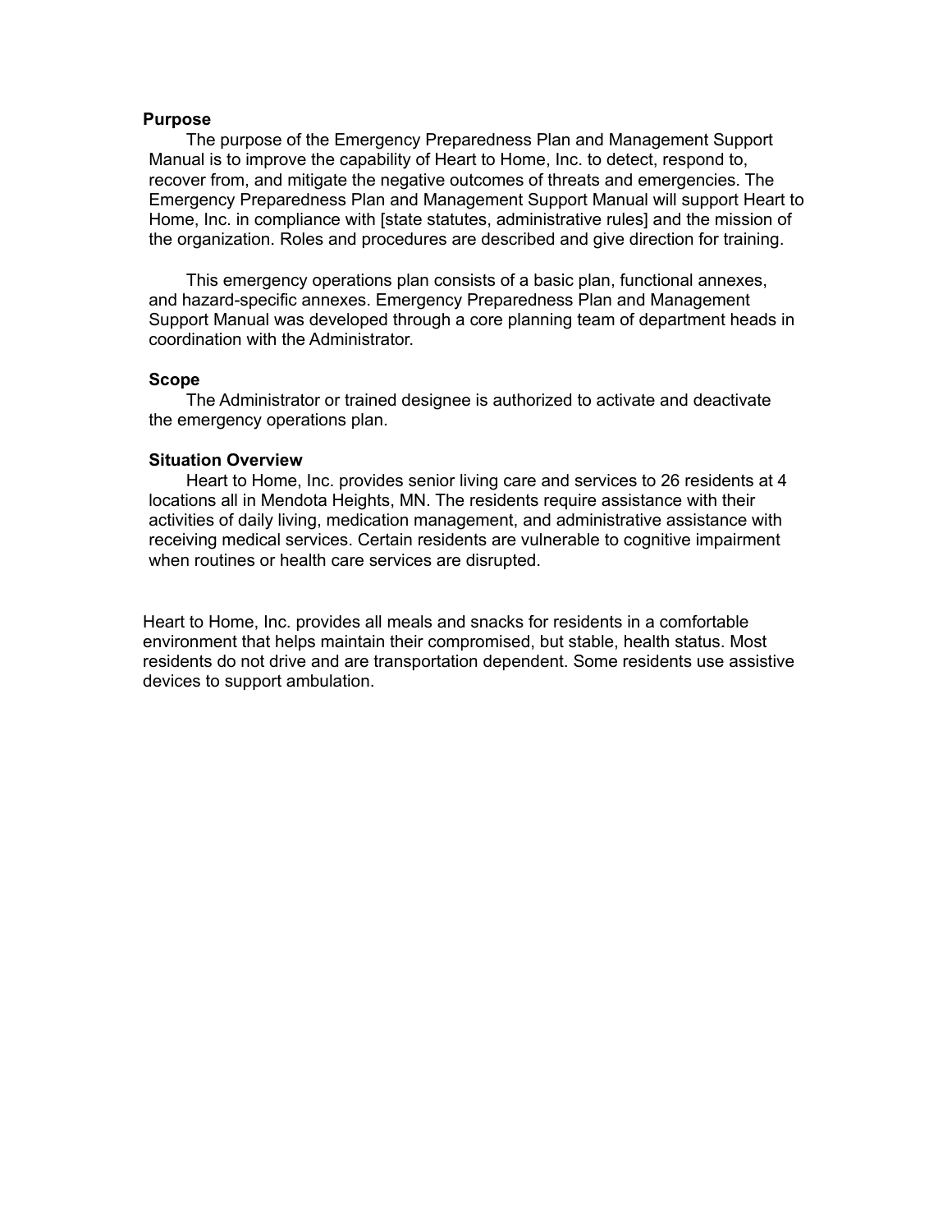**Purpose**

The purpose of the Emergency Preparedness Plan and Management Support Manual is to improve the capability of Heart to Home, Inc. to detect, respond to, recover from, and mitigate the negative outcomes of threats and emergencies. The Emergency Preparedness Plan and Management Support Manual will support Heart to Home, Inc. in compliance with [state statutes, administrative rules] and the mission of the organization. Roles and procedures are described and give direction for training.

This emergency operations plan consists of a basic plan, functional annexes, and hazard-specific annexes. Emergency Preparedness Plan and Management Support Manual was developed through a core planning team of department heads in coordination with the Administrator.

**Scope**

The Administrator or trained designee is authorized to activate and deactivate the emergency operations plan.

**Situation Overview**

Heart to Home, Inc. provides senior living care and services to 26 residents at 4 locations all in Mendota Heights, MN. The residents require assistance with their activities of daily living, medication management, and administrative assistance with receiving medical services. Certain residents are vulnerable to cognitive impairment when routines or health care services are disrupted.

Heart to Home, Inc. provides all meals and snacks for residents in a comfortable environment that helps maintain their compromised, but stable, health status. Most residents do not drive and are transportation dependent. Some residents use assistive devices to support ambulation.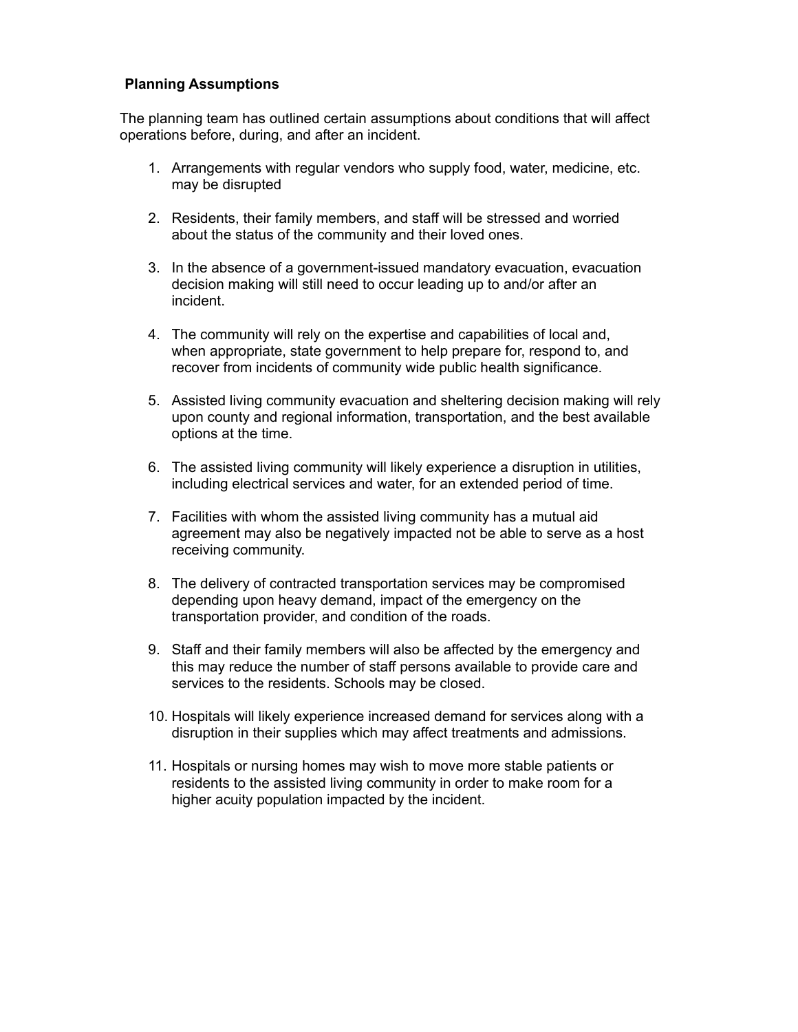**Planning Assumptions**

The planning team has outlined certain assumptions about conditions that will affect operations before, during, and after an incident.

1. Arrangements with regular vendors who supply food, water, medicine, etc. may be disrupted

2. Residents, their family members, and staff will be stressed and worried about the status of the community and their loved ones.

3. In the absence of a government-issued mandatory evacuation, evacuation decision making will still need to occur leading up to and/or after an incident.

4. The community will rely on the expertise and capabilities of local and, when appropriate, state government to help prepare for, respond to, and recover from incidents of community wide public health significance.

5. Assisted living community evacuation and sheltering decision making will rely upon county and regional information, transportation, and the best available options at the time.

6. The assisted living community will likely experience a disruption in utilities, including electrical services and water, for an extended period of time.

7. Facilities with whom the assisted living community has a mutual aid agreement may also be negatively impacted not be able to serve as a host receiving community.

8. The delivery of contracted transportation services may be compromised depending upon heavy demand, impact of the emergency on the transportation provider, and condition of the roads.

9. Staff and their family members will also be affected by the emergency and this may reduce the number of staff persons available to provide care and services to the residents. Schools may be closed.

10. Hospitals will likely experience increased demand for services along with a disruption in their supplies which may affect treatments and admissions.

11. Hospitals or nursing homes may wish to move more stable patients or residents to the assisted living community in order to make room for a higher acuity population impacted by the incident.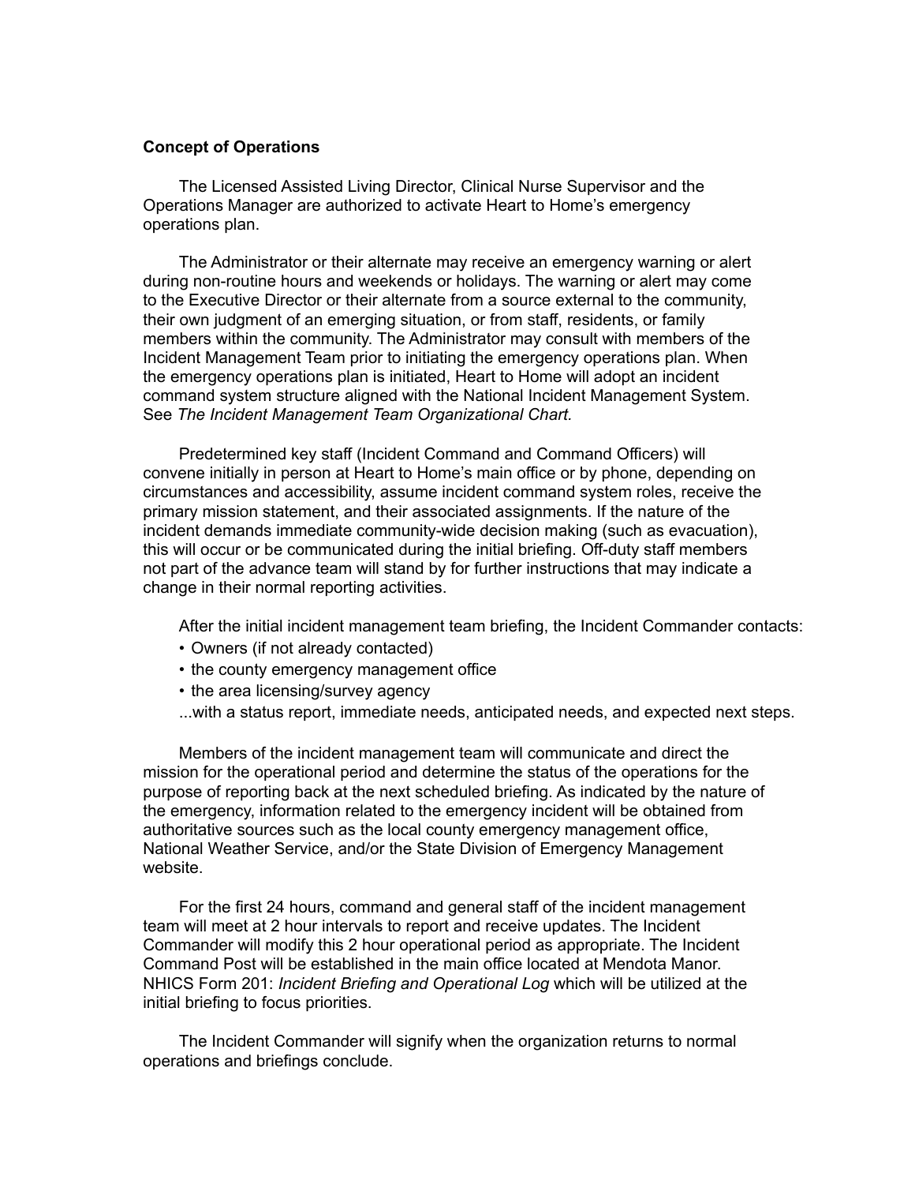**Concept of Operations**

The Licensed Assisted Living Director, Clinical Nurse Supervisor and the Operations Manager are authorized to activate Heart to Home's emergency operations plan.

The Administrator or their alternate may receive an emergency warning or alert during non-routine hours and weekends or holidays. The warning or alert may come to the Executive Director or their alternate from a source external to the community, their own judgment of an emerging situation, or from staff, residents, or family members within the community. The Administrator may consult with members of the Incident Management Team prior to initiating the emergency operations plan. When the emergency operations plan is initiated, Heart to Home will adopt an incident command system structure aligned with the National Incident Management System. See *The Incident Management Team Organizational Chart.*

Predetermined key staff (Incident Command and Command Officers) will convene initially in person at Heart to Home's main office or by phone, depending on circumstances and accessibility, assume incident command system roles, receive the primary mission statement, and their associated assignments. If the nature of the incident demands immediate community-wide decision making (such as evacuation), this will occur or be communicated during the initial briefing. Off-duty staff members not part of the advance team will stand by for further instructions that may indicate a change in their normal reporting activities.

After the initial incident management team briefing, the Incident Commander contacts:

- Owners (if not already contacted)
- the county emergency management office
- the area licensing/survey agency

...with a status report, immediate needs, anticipated needs, and expected next steps.

Members of the incident management team will communicate and direct the mission for the operational period and determine the status of the operations for the purpose of reporting back at the next scheduled briefing. As indicated by the nature of the emergency, information related to the emergency incident will be obtained from authoritative sources such as the local county emergency management office, National Weather Service, and/or the State Division of Emergency Management website.

For the first 24 hours, command and general staff of the incident management team will meet at 2 hour intervals to report and receive updates. The Incident Commander will modify this 2 hour operational period as appropriate. The Incident Command Post will be established in the main office located at Mendota Manor. NHICS Form 201: *Incident Briefing and Operational Log* which will be utilized at the initial briefing to focus priorities.

The Incident Commander will signify when the organization returns to normal operations and briefings conclude.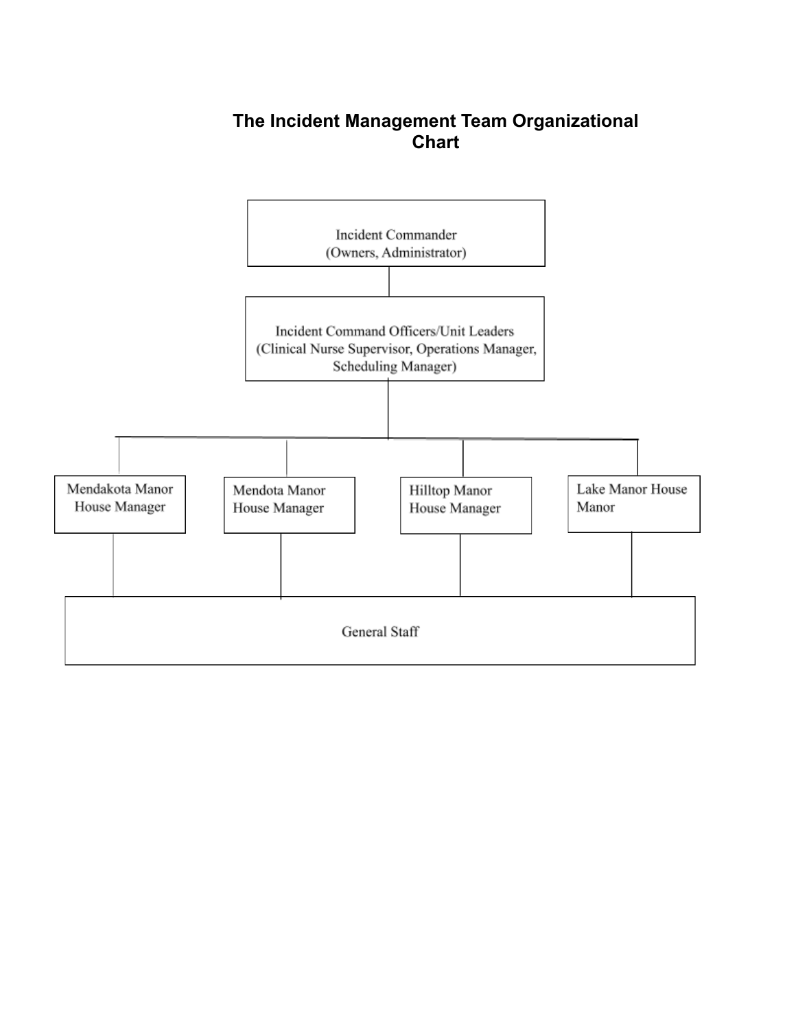# The Incident Management Team Organizational Chart

Incident Commander
(Owners, Administrator)

Incident Command Officers/Unit Leaders
(Clinical Nurse Supervisor, Operations Manager, Scheduling Manager)

Mendakota Manor House Manager

Mendota Manor House Manager

Hilltop Manor House Manager

Lake Manor House Manor

General Staff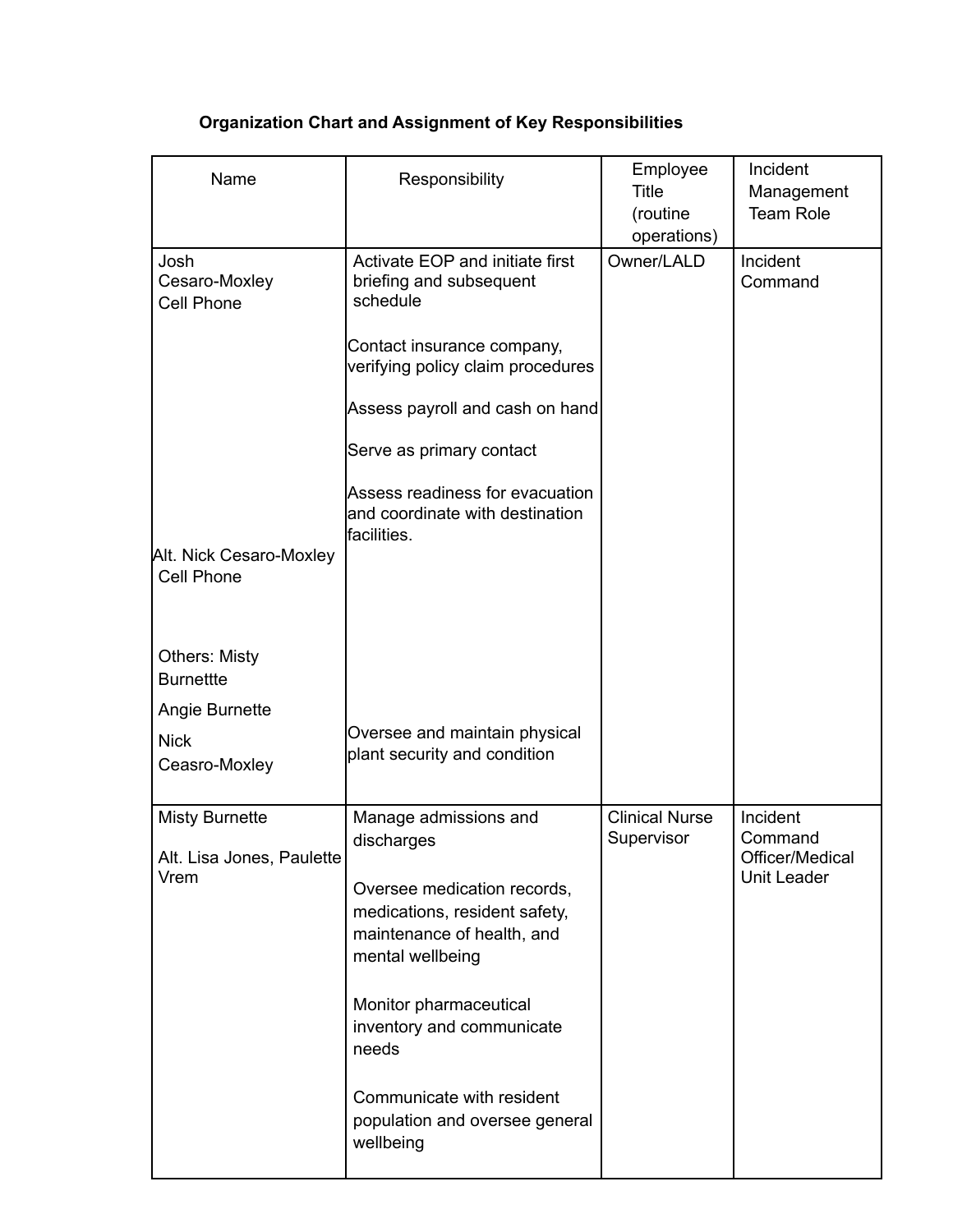**Organization Chart and Assignment of Key Responsibilities**

| Name | Responsibility | Employee Title (routine operations) | Incident Management Team Role |
|---|---|---|---|
| Josh Cesaro-Moxley Cell Phone<br><br>Alt. Nick Cesaro-Moxley Cell Phone<br><br>Others: Misty Burnettte<br>Angie Burnette<br>Nick Ceasro-Moxley | Activate EOP and initiate first briefing and subsequent schedule<br><br>Contact insurance company, verifying policy claim procedures<br><br>Assess payroll and cash on hand<br><br>Serve as primary contact<br><br>Assess readiness for evacuation and coordinate with destination facilities.<br><br>Oversee and maintain physical plant security and condition | Owner/LALD | Incident Command |
| Misty Burnette<br><br>Alt. Lisa Jones, Paulette Vrem | Manage admissions and discharges<br><br>Oversee medication records, medications, resident safety, maintenance of health, and mental wellbeing<br><br>Monitor pharmaceutical inventory and communicate needs<br><br>Communicate with resident population and oversee general wellbeing | Clinical Nurse Supervisor | Incident Command Officer/Medical Unit Leader |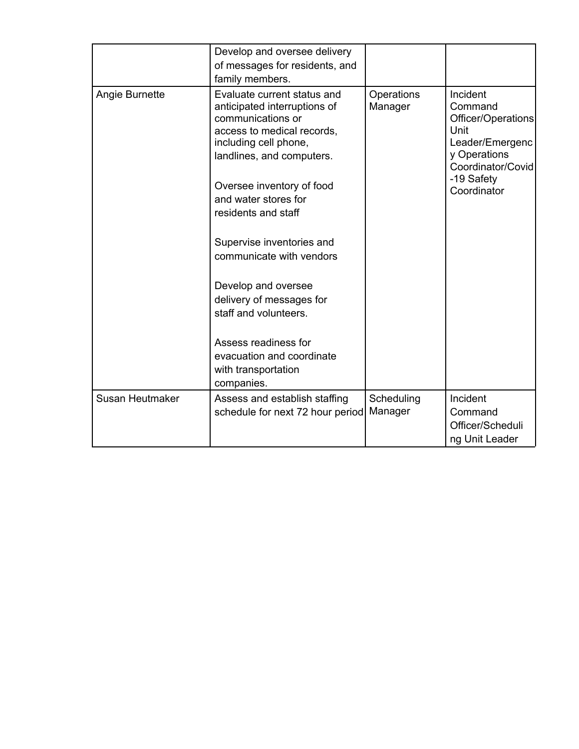| | | | |
|---|---|---|---|
| | Develop and oversee delivery of messages for residents, and family members. | | |
| Angie Burnette | Evaluate current status and anticipated interruptions of communications or access to medical records, including cell phone, landlines, and computers.<br><br>Oversee inventory of food and water stores for residents and staff<br><br>Supervise inventories and communicate with vendors<br><br>Develop and oversee delivery of messages for staff and volunteers.<br><br>Assess readiness for evacuation and coordinate with transportation companies. | Operations Manager | Incident Command Officer/Operations Unit Leader/Emergency Operations Coordinator/Covid-19 Safety Coordinator |
| Susan Heutmaker | Assess and establish staffing schedule for next 72 hour period | Scheduling Manager | Incident Command Officer/Scheduling Unit Leader |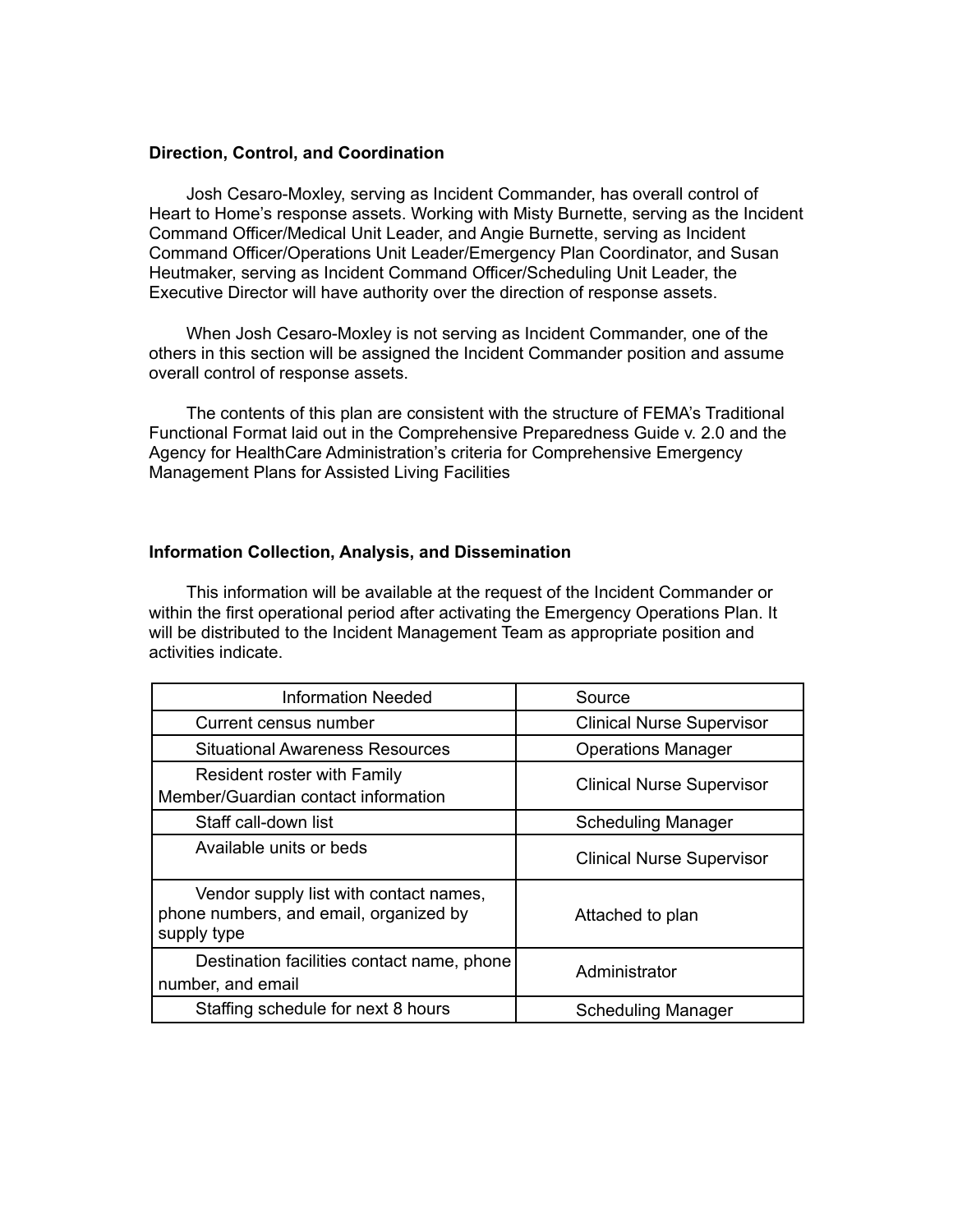**Direction, Control, and Coordination**

Josh Cesaro-Moxley, serving as Incident Commander, has overall control of Heart to Home's response assets. Working with Misty Burnette, serving as the Incident Command Officer/Medical Unit Leader, and Angie Burnette, serving as Incident Command Officer/Operations Unit Leader/Emergency Plan Coordinator, and Susan Heutmaker, serving as Incident Command Officer/Scheduling Unit Leader, the Executive Director will have authority over the direction of response assets.

When Josh Cesaro-Moxley is not serving as Incident Commander, one of the others in this section will be assigned the Incident Commander position and assume overall control of response assets.

The contents of this plan are consistent with the structure of FEMA's Traditional Functional Format laid out in the Comprehensive Preparedness Guide v. 2.0 and the Agency for HealthCare Administration's criteria for Comprehensive Emergency Management Plans for Assisted Living Facilities

**Information Collection, Analysis, and Dissemination**

This information will be available at the request of the Incident Commander or within the first operational period after activating the Emergency Operations Plan. It will be distributed to the Incident Management Team as appropriate position and activities indicate.

| Information Needed | Source |
|---|---|
| Current census number | Clinical Nurse Supervisor |
| Situational Awareness Resources | Operations Manager |
| Resident roster with Family Member/Guardian contact information | Clinical Nurse Supervisor |
| Staff call-down list | Scheduling Manager |
| Available units or beds | Clinical Nurse Supervisor |
| Vendor supply list with contact names, phone numbers, and email, organized by supply type | Attached to plan |
| Destination facilities contact name, phone number, and email | Administrator |
| Staffing schedule for next 8 hours | Scheduling Manager |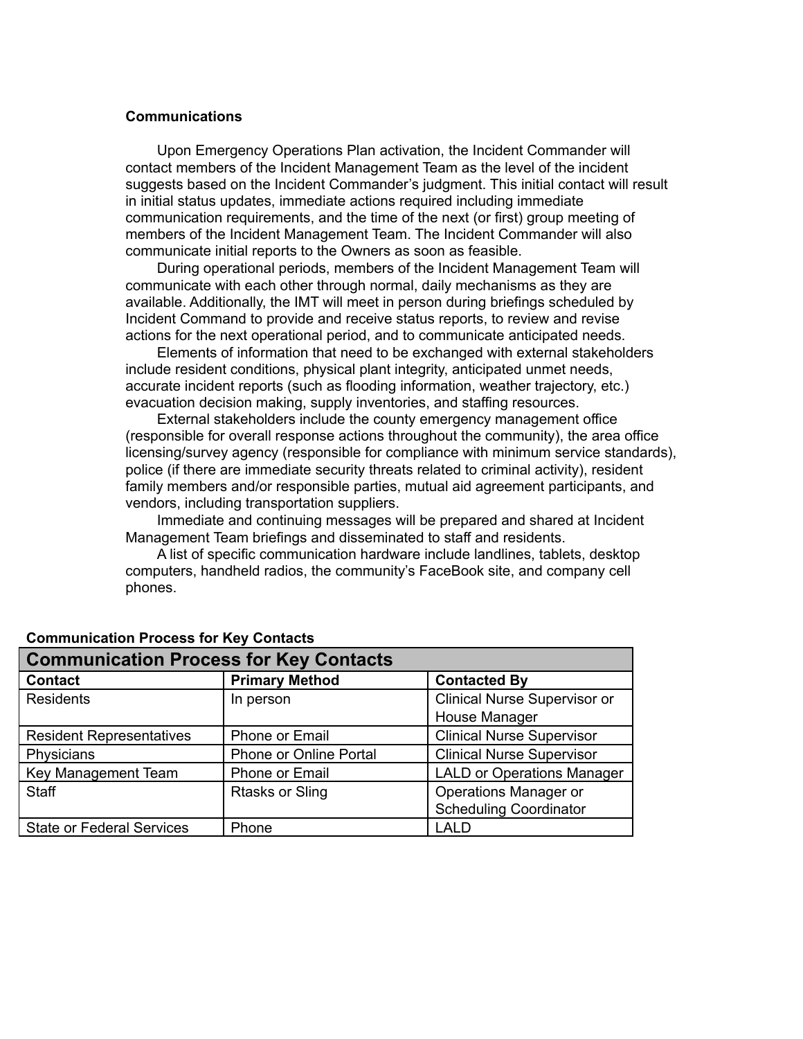**Communications**

Upon Emergency Operations Plan activation, the Incident Commander will contact members of the Incident Management Team as the level of the incident suggests based on the Incident Commander's judgment. This initial contact will result in initial status updates, immediate actions required including immediate communication requirements, and the time of the next (or first) group meeting of members of the Incident Management Team. The Incident Commander will also communicate initial reports to the Owners as soon as feasible.

During operational periods, members of the Incident Management Team will communicate with each other through normal, daily mechanisms as they are available. Additionally, the IMT will meet in person during briefings scheduled by Incident Command to provide and receive status reports, to review and revise actions for the next operational period, and to communicate anticipated needs.

Elements of information that need to be exchanged with external stakeholders include resident conditions, physical plant integrity, anticipated unmet needs, accurate incident reports (such as flooding information, weather trajectory, etc.) evacuation decision making, supply inventories, and staffing resources.

External stakeholders include the county emergency management office (responsible for overall response actions throughout the community), the area office licensing/survey agency (responsible for compliance with minimum service standards), police (if there are immediate security threats related to criminal activity), resident family members and/or responsible parties, mutual aid agreement participants, and vendors, including transportation suppliers.

Immediate and continuing messages will be prepared and shared at Incident Management Team briefings and disseminated to staff and residents.

A list of specific communication hardware include landlines, tablets, desktop computers, handheld radios, the community's FaceBook site, and company cell phones.

**Communication Process for Key Contacts**

| **Communication Process for Key Contacts** | | |
|---|---|---|
| **Contact** | **Primary Method** | **Contacted By** |
| Residents | In person | Clinical Nurse Supervisor or House Manager |
| Resident Representatives | Phone or Email | Clinical Nurse Supervisor |
| Physicians | Phone or Online Portal | Clinical Nurse Supervisor |
| Key Management Team | Phone or Email | LALD or Operations Manager |
| Staff | Rtasks or Sling | Operations Manager or Scheduling Coordinator |
| State or Federal Services | Phone | LALD |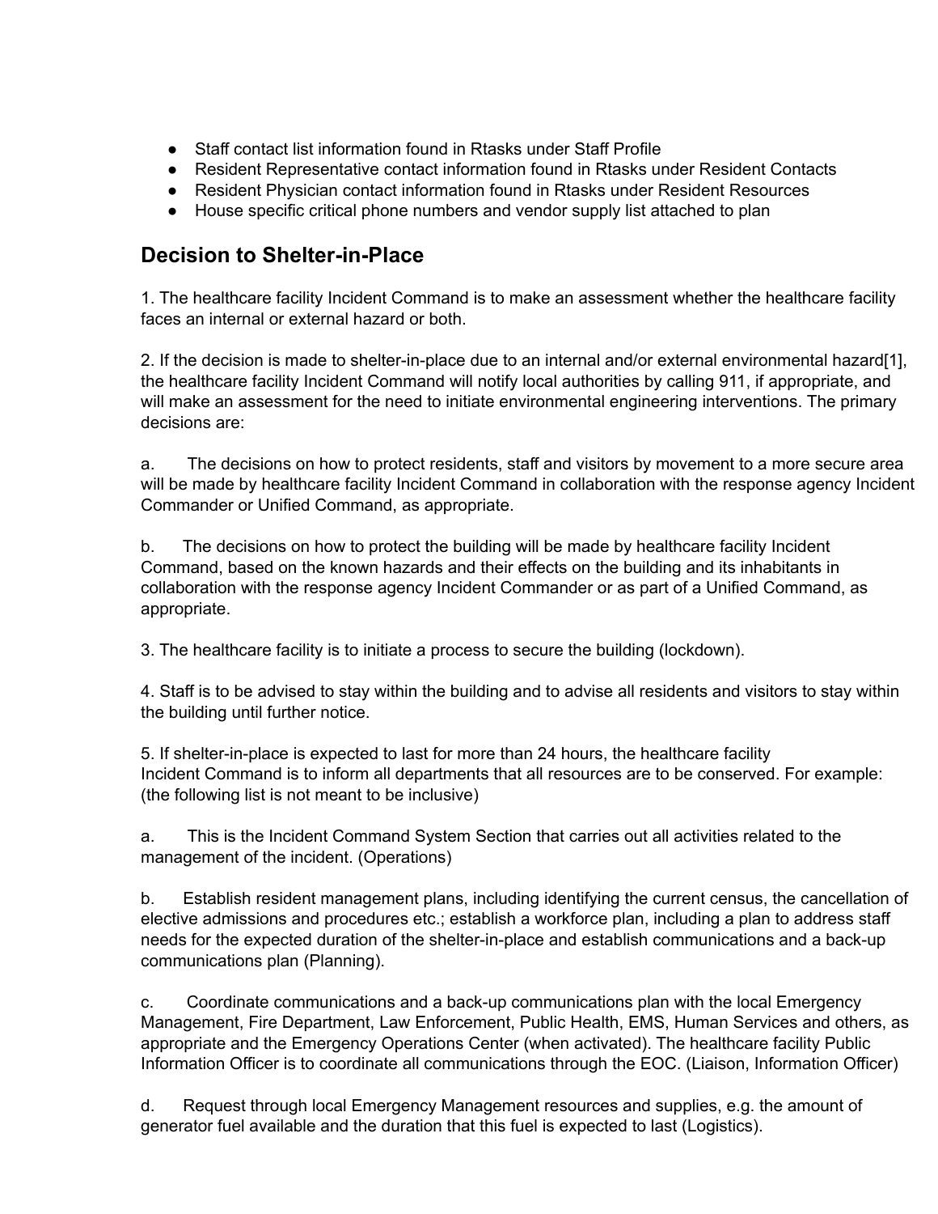- Staff contact list information found in Rtasks under Staff Profile
- Resident Representative contact information found in Rtasks under Resident Contacts
- Resident Physician contact information found in Rtasks under Resident Resources
- House specific critical phone numbers and vendor supply list attached to plan

## Decision to Shelter-in-Place

1. The healthcare facility Incident Command is to make an assessment whether the healthcare facility faces an internal or external hazard or both.

2. If the decision is made to shelter-in-place due to an internal and/or external environmental hazard[1], the healthcare facility Incident Command will notify local authorities by calling 911, if appropriate, and will make an assessment for the need to initiate environmental engineering interventions. The primary decisions are:

a. The decisions on how to protect residents, staff and visitors by movement to a more secure area will be made by healthcare facility Incident Command in collaboration with the response agency Incident Commander or Unified Command, as appropriate.

b. The decisions on how to protect the building will be made by healthcare facility Incident Command, based on the known hazards and their effects on the building and its inhabitants in collaboration with the response agency Incident Commander or as part of a Unified Command, as appropriate.

3. The healthcare facility is to initiate a process to secure the building (lockdown).

4. Staff is to be advised to stay within the building and to advise all residents and visitors to stay within the building until further notice.

5. If shelter-in-place is expected to last for more than 24 hours, the healthcare facility Incident Command is to inform all departments that all resources are to be conserved. For example: (the following list is not meant to be inclusive)

a. This is the Incident Command System Section that carries out all activities related to the management of the incident. (Operations)

b. Establish resident management plans, including identifying the current census, the cancellation of elective admissions and procedures etc.; establish a workforce plan, including a plan to address staff needs for the expected duration of the shelter-in-place and establish communications and a back-up communications plan (Planning).

c. Coordinate communications and a back-up communications plan with the local Emergency Management, Fire Department, Law Enforcement, Public Health, EMS, Human Services and others, as appropriate and the Emergency Operations Center (when activated). The healthcare facility Public Information Officer is to coordinate all communications through the EOC. (Liaison, Information Officer)

d. Request through local Emergency Management resources and supplies, e.g. the amount of generator fuel available and the duration that this fuel is expected to last (Logistics).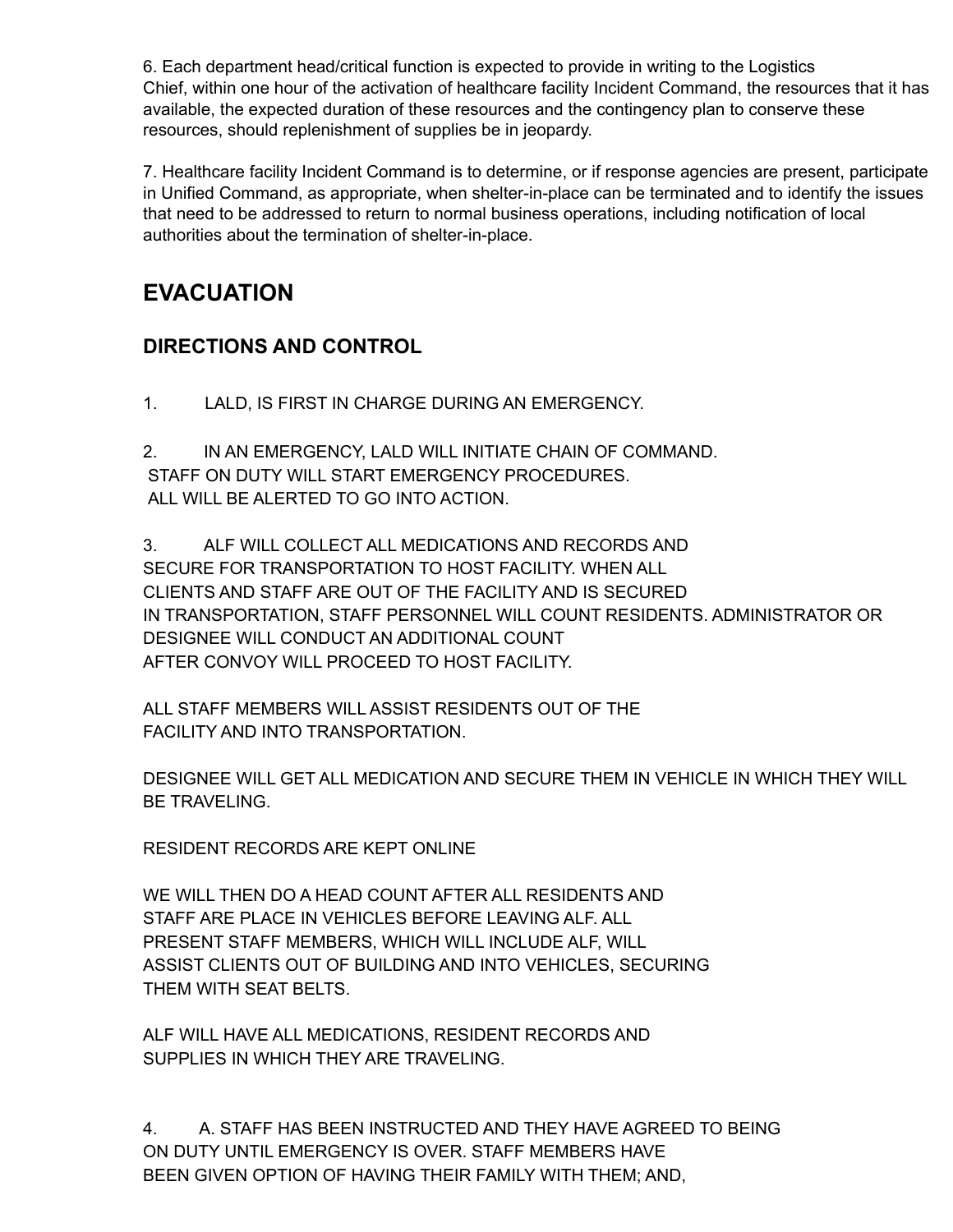6. Each department head/critical function is expected to provide in writing to the Logistics Chief, within one hour of the activation of healthcare facility Incident Command, the resources that it has available, the expected duration of these resources and the contingency plan to conserve these resources, should replenishment of supplies be in jeopardy.

7. Healthcare facility Incident Command is to determine, or if response agencies are present, participate in Unified Command, as appropriate, when shelter-in-place can be terminated and to identify the issues that need to be addressed to return to normal business operations, including notification of local authorities about the termination of shelter-in-place.

## EVACUATION

### DIRECTIONS AND CONTROL

1. LALD, IS FIRST IN CHARGE DURING AN EMERGENCY.

2. IN AN EMERGENCY, LALD WILL INITIATE CHAIN OF COMMAND.
STAFF ON DUTY WILL START EMERGENCY PROCEDURES.
ALL WILL BE ALERTED TO GO INTO ACTION.

3. ALF WILL COLLECT ALL MEDICATIONS AND RECORDS AND SECURE FOR TRANSPORTATION TO HOST FACILITY. WHEN ALL CLIENTS AND STAFF ARE OUT OF THE FACILITY AND IS SECURED IN TRANSPORTATION, STAFF PERSONNEL WILL COUNT RESIDENTS. ADMINISTRATOR OR DESIGNEE WILL CONDUCT AN ADDITIONAL COUNT AFTER CONVOY WILL PROCEED TO HOST FACILITY.

ALL STAFF MEMBERS WILL ASSIST RESIDENTS OUT OF THE FACILITY AND INTO TRANSPORTATION.

DESIGNEE WILL GET ALL MEDICATION AND SECURE THEM IN VEHICLE IN WHICH THEY WILL BE TRAVELING.

RESIDENT RECORDS ARE KEPT ONLINE

WE WILL THEN DO A HEAD COUNT AFTER ALL RESIDENTS AND STAFF ARE PLACE IN VEHICLES BEFORE LEAVING ALF. ALL PRESENT STAFF MEMBERS, WHICH WILL INCLUDE ALF, WILL ASSIST CLIENTS OUT OF BUILDING AND INTO VEHICLES, SECURING THEM WITH SEAT BELTS.

ALF WILL HAVE ALL MEDICATIONS, RESIDENT RECORDS AND SUPPLIES IN WHICH THEY ARE TRAVELING.

4. A. STAFF HAS BEEN INSTRUCTED AND THEY HAVE AGREED TO BEING ON DUTY UNTIL EMERGENCY IS OVER. STAFF MEMBERS HAVE BEEN GIVEN OPTION OF HAVING THEIR FAMILY WITH THEM; AND,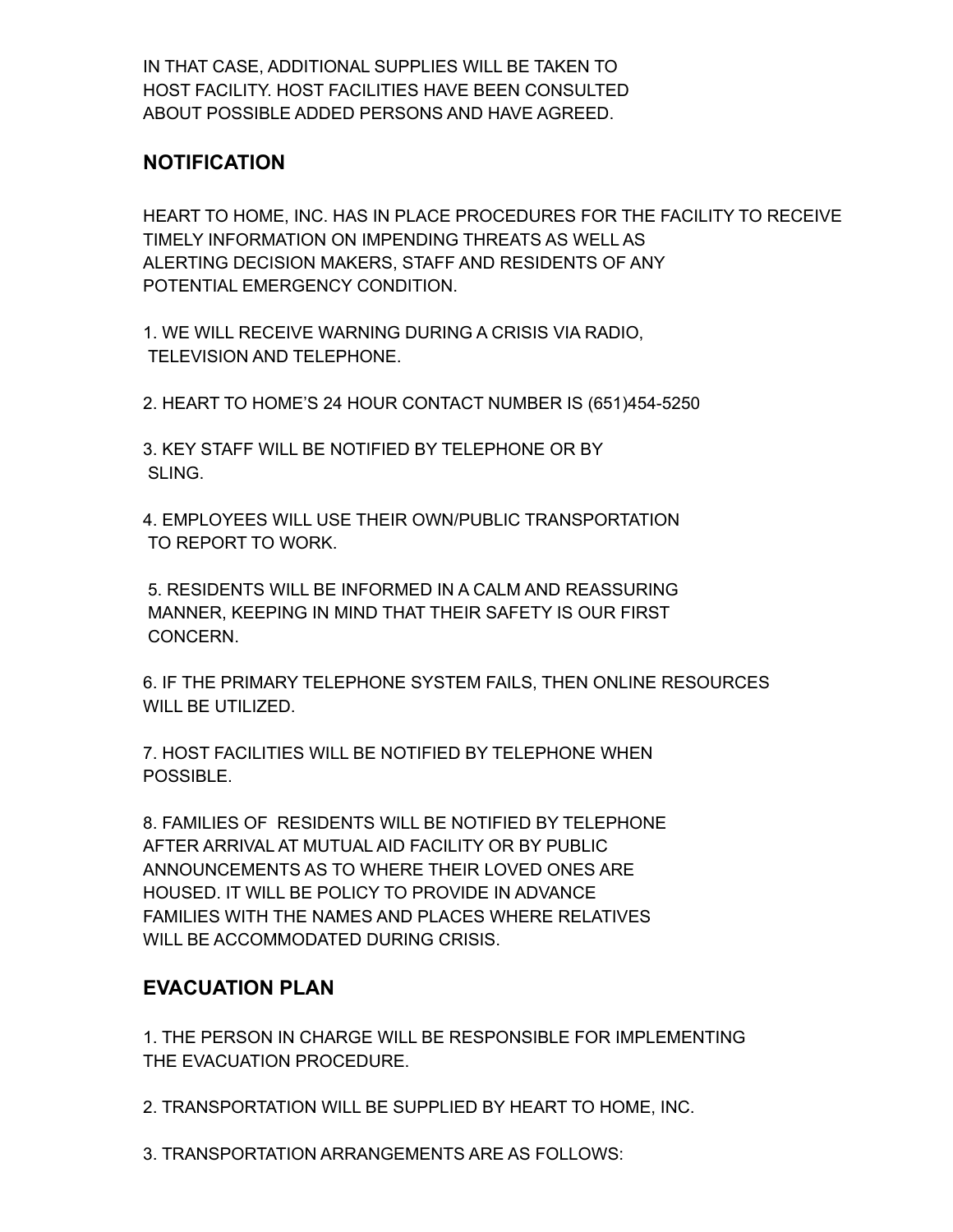IN THAT CASE, ADDITIONAL SUPPLIES WILL BE TAKEN TO HOST FACILITY. HOST FACILITIES HAVE BEEN CONSULTED ABOUT POSSIBLE ADDED PERSONS AND HAVE AGREED.

## NOTIFICATION

HEART TO HOME, INC. HAS IN PLACE PROCEDURES FOR THE FACILITY TO RECEIVE TIMELY INFORMATION ON IMPENDING THREATS AS WELL AS ALERTING DECISION MAKERS, STAFF AND RESIDENTS OF ANY POTENTIAL EMERGENCY CONDITION.

1. WE WILL RECEIVE WARNING DURING A CRISIS VIA RADIO, TELEVISION AND TELEPHONE.

2. HEART TO HOME'S 24 HOUR CONTACT NUMBER IS (651)454-5250

3. KEY STAFF WILL BE NOTIFIED BY TELEPHONE OR BY SLING.

4. EMPLOYEES WILL USE THEIR OWN/PUBLIC TRANSPORTATION TO REPORT TO WORK.

5. RESIDENTS WILL BE INFORMED IN A CALM AND REASSURING MANNER, KEEPING IN MIND THAT THEIR SAFETY IS OUR FIRST CONCERN.

6. IF THE PRIMARY TELEPHONE SYSTEM FAILS, THEN ONLINE RESOURCES WILL BE UTILIZED.

7. HOST FACILITIES WILL BE NOTIFIED BY TELEPHONE WHEN POSSIBLE.

8. FAMILIES OF RESIDENTS WILL BE NOTIFIED BY TELEPHONE AFTER ARRIVAL AT MUTUAL AID FACILITY OR BY PUBLIC ANNOUNCEMENTS AS TO WHERE THEIR LOVED ONES ARE HOUSED. IT WILL BE POLICY TO PROVIDE IN ADVANCE FAMILIES WITH THE NAMES AND PLACES WHERE RELATIVES WILL BE ACCOMMODATED DURING CRISIS.

## EVACUATION PLAN

1. THE PERSON IN CHARGE WILL BE RESPONSIBLE FOR IMPLEMENTING THE EVACUATION PROCEDURE.

2. TRANSPORTATION WILL BE SUPPLIED BY HEART TO HOME, INC.

3. TRANSPORTATION ARRANGEMENTS ARE AS FOLLOWS: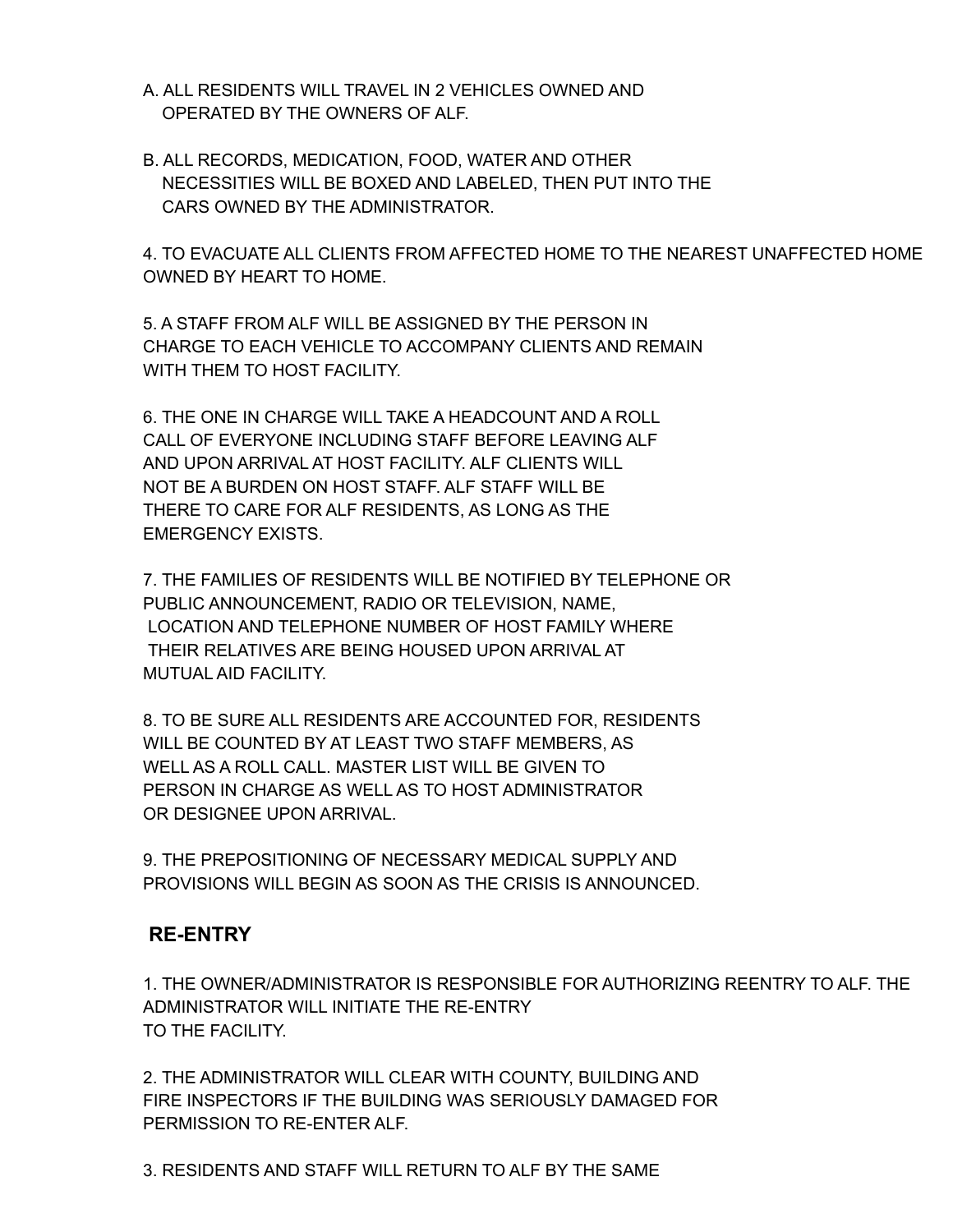A. ALL RESIDENTS WILL TRAVEL IN 2 VEHICLES OWNED AND OPERATED BY THE OWNERS OF ALF.

B. ALL RECORDS, MEDICATION, FOOD, WATER AND OTHER NECESSITIES WILL BE BOXED AND LABELED, THEN PUT INTO THE CARS OWNED BY THE ADMINISTRATOR.

4. TO EVACUATE ALL CLIENTS FROM AFFECTED HOME TO THE NEAREST UNAFFECTED HOME OWNED BY HEART TO HOME.

5. A STAFF FROM ALF WILL BE ASSIGNED BY THE PERSON IN CHARGE TO EACH VEHICLE TO ACCOMPANY CLIENTS AND REMAIN WITH THEM TO HOST FACILITY.

6. THE ONE IN CHARGE WILL TAKE A HEADCOUNT AND A ROLL CALL OF EVERYONE INCLUDING STAFF BEFORE LEAVING ALF AND UPON ARRIVAL AT HOST FACILITY. ALF CLIENTS WILL NOT BE A BURDEN ON HOST STAFF. ALF STAFF WILL BE THERE TO CARE FOR ALF RESIDENTS, AS LONG AS THE EMERGENCY EXISTS.

7. THE FAMILIES OF RESIDENTS WILL BE NOTIFIED BY TELEPHONE OR PUBLIC ANNOUNCEMENT, RADIO OR TELEVISION, NAME, LOCATION AND TELEPHONE NUMBER OF HOST FAMILY WHERE THEIR RELATIVES ARE BEING HOUSED UPON ARRIVAL AT MUTUAL AID FACILITY.

8. TO BE SURE ALL RESIDENTS ARE ACCOUNTED FOR, RESIDENTS WILL BE COUNTED BY AT LEAST TWO STAFF MEMBERS, AS WELL AS A ROLL CALL. MASTER LIST WILL BE GIVEN TO PERSON IN CHARGE AS WELL AS TO HOST ADMINISTRATOR OR DESIGNEE UPON ARRIVAL.

9. THE PREPOSITIONING OF NECESSARY MEDICAL SUPPLY AND PROVISIONS WILL BEGIN AS SOON AS THE CRISIS IS ANNOUNCED.

## RE-ENTRY

1. THE OWNER/ADMINISTRATOR IS RESPONSIBLE FOR AUTHORIZING REENTRY TO ALF. THE ADMINISTRATOR WILL INITIATE THE RE-ENTRY TO THE FACILITY.

2. THE ADMINISTRATOR WILL CLEAR WITH COUNTY, BUILDING AND FIRE INSPECTORS IF THE BUILDING WAS SERIOUSLY DAMAGED FOR PERMISSION TO RE-ENTER ALF.

3. RESIDENTS AND STAFF WILL RETURN TO ALF BY THE SAME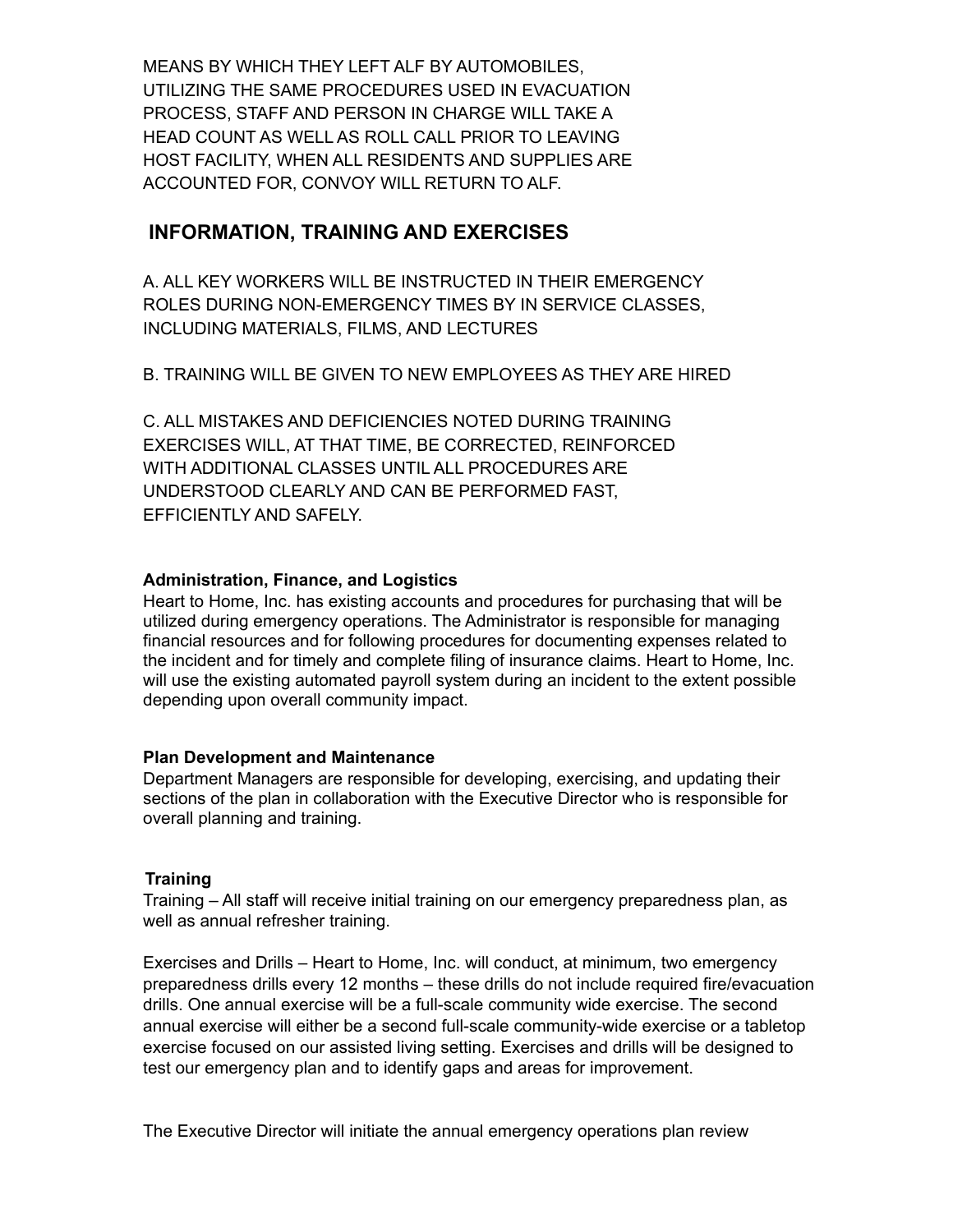MEANS BY WHICH THEY LEFT ALF BY AUTOMOBILES, UTILIZING THE SAME PROCEDURES USED IN EVACUATION PROCESS, STAFF AND PERSON IN CHARGE WILL TAKE A HEAD COUNT AS WELL AS ROLL CALL PRIOR TO LEAVING HOST FACILITY, WHEN ALL RESIDENTS AND SUPPLIES ARE ACCOUNTED FOR, CONVOY WILL RETURN TO ALF.

## INFORMATION, TRAINING AND EXERCISES

A. ALL KEY WORKERS WILL BE INSTRUCTED IN THEIR EMERGENCY ROLES DURING NON-EMERGENCY TIMES BY IN SERVICE CLASSES, INCLUDING MATERIALS, FILMS, AND LECTURES

B. TRAINING WILL BE GIVEN TO NEW EMPLOYEES AS THEY ARE HIRED

C. ALL MISTAKES AND DEFICIENCIES NOTED DURING TRAINING EXERCISES WILL, AT THAT TIME, BE CORRECTED, REINFORCED WITH ADDITIONAL CLASSES UNTIL ALL PROCEDURES ARE UNDERSTOOD CLEARLY AND CAN BE PERFORMED FAST, EFFICIENTLY AND SAFELY.

**Administration, Finance, and Logistics**
Heart to Home, Inc. has existing accounts and procedures for purchasing that will be utilized during emergency operations. The Administrator is responsible for managing financial resources and for following procedures for documenting expenses related to the incident and for timely and complete filing of insurance claims. Heart to Home, Inc. will use the existing automated payroll system during an incident to the extent possible depending upon overall community impact.

**Plan Development and Maintenance**
Department Managers are responsible for developing, exercising, and updating their sections of the plan in collaboration with the Executive Director who is responsible for overall planning and training.

**Training**
Training – All staff will receive initial training on our emergency preparedness plan, as well as annual refresher training.

Exercises and Drills – Heart to Home, Inc. will conduct, at minimum, two emergency preparedness drills every 12 months – these drills do not include required fire/evacuation drills. One annual exercise will be a full-scale community wide exercise. The second annual exercise will either be a second full-scale community-wide exercise or a tabletop exercise focused on our assisted living setting. Exercises and drills will be designed to test our emergency plan and to identify gaps and areas for improvement.

The Executive Director will initiate the annual emergency operations plan review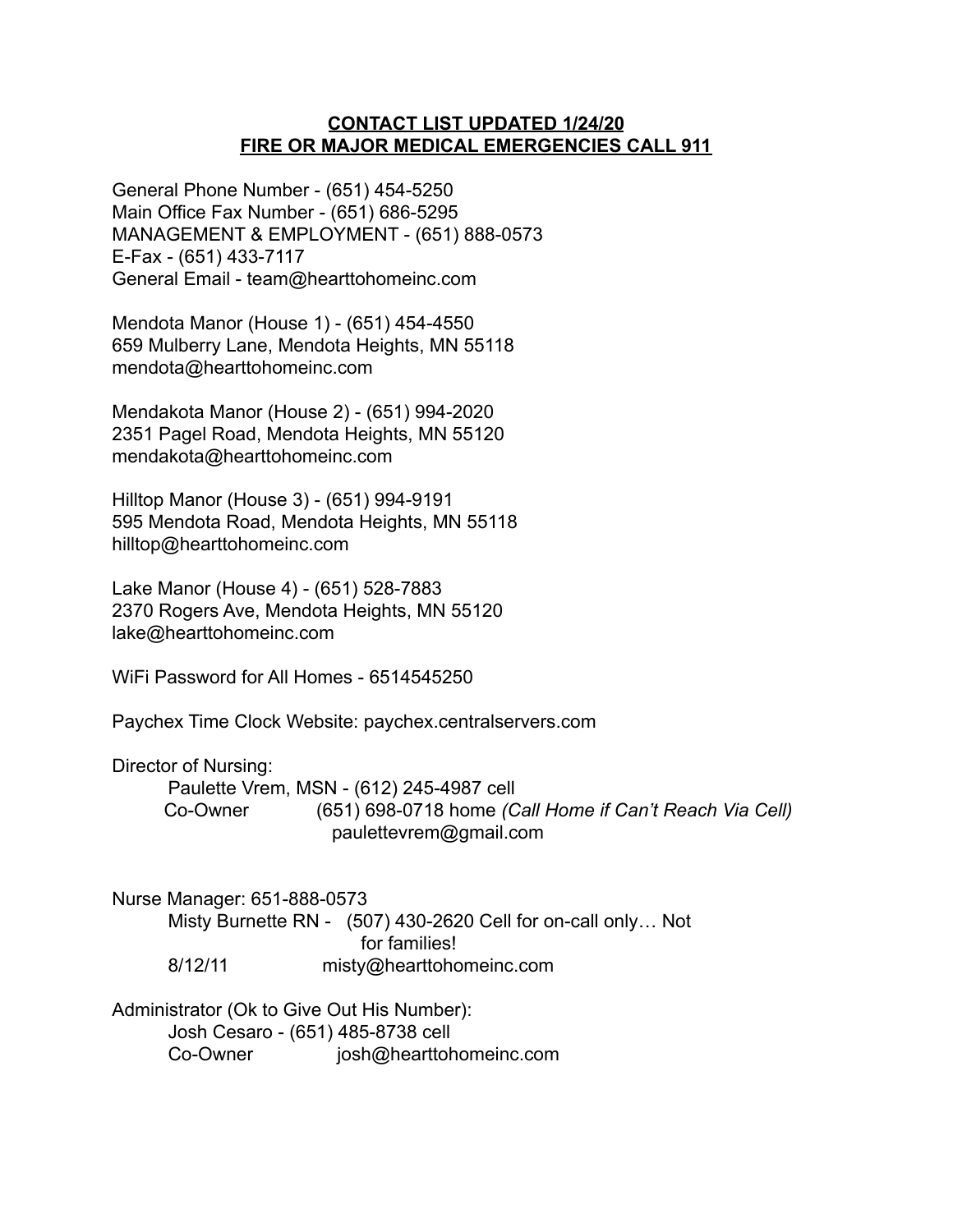**CONTACT LIST UPDATED 1/24/20**
**FIRE OR MAJOR MEDICAL EMERGENCIES CALL 911**

General Phone Number - (651) 454-5250
Main Office Fax Number - (651) 686-5295
MANAGEMENT & EMPLOYMENT - (651) 888-0573
E-Fax - (651) 433-7117
General Email - team@hearttohomeinc.com

Mendota Manor (House 1) - (651) 454-4550
659 Mulberry Lane, Mendota Heights, MN 55118
mendota@hearttohomeinc.com

Mendakota Manor (House 2) - (651) 994-2020
2351 Pagel Road, Mendota Heights, MN 55120
mendakota@hearttohomeinc.com

Hilltop Manor (House 3) - (651) 994-9191
595 Mendota Road, Mendota Heights, MN 55118
hilltop@hearttohomeinc.com

Lake Manor (House 4) - (651) 528-7883
2370 Rogers Ave, Mendota Heights, MN 55120
lake@hearttohomeinc.com

WiFi Password for All Homes - 6514545250

Paychex Time Clock Website: paychex.centralservers.com

Director of Nursing:
Paulette Vrem, MSN - (612) 245-4987 cell
Co-Owner (651) 698-0718 home *(Call Home if Can't Reach Via Cell)*
paulettevrem@gmail.com

Nurse Manager: 651-888-0573
Misty Burnette RN - (507) 430-2620 Cell for on-call only… Not for families!
8/12/11 misty@hearttohomeinc.com

Administrator (Ok to Give Out His Number):
Josh Cesaro - (651) 485-8738 cell
Co-Owner josh@hearttohomeinc.com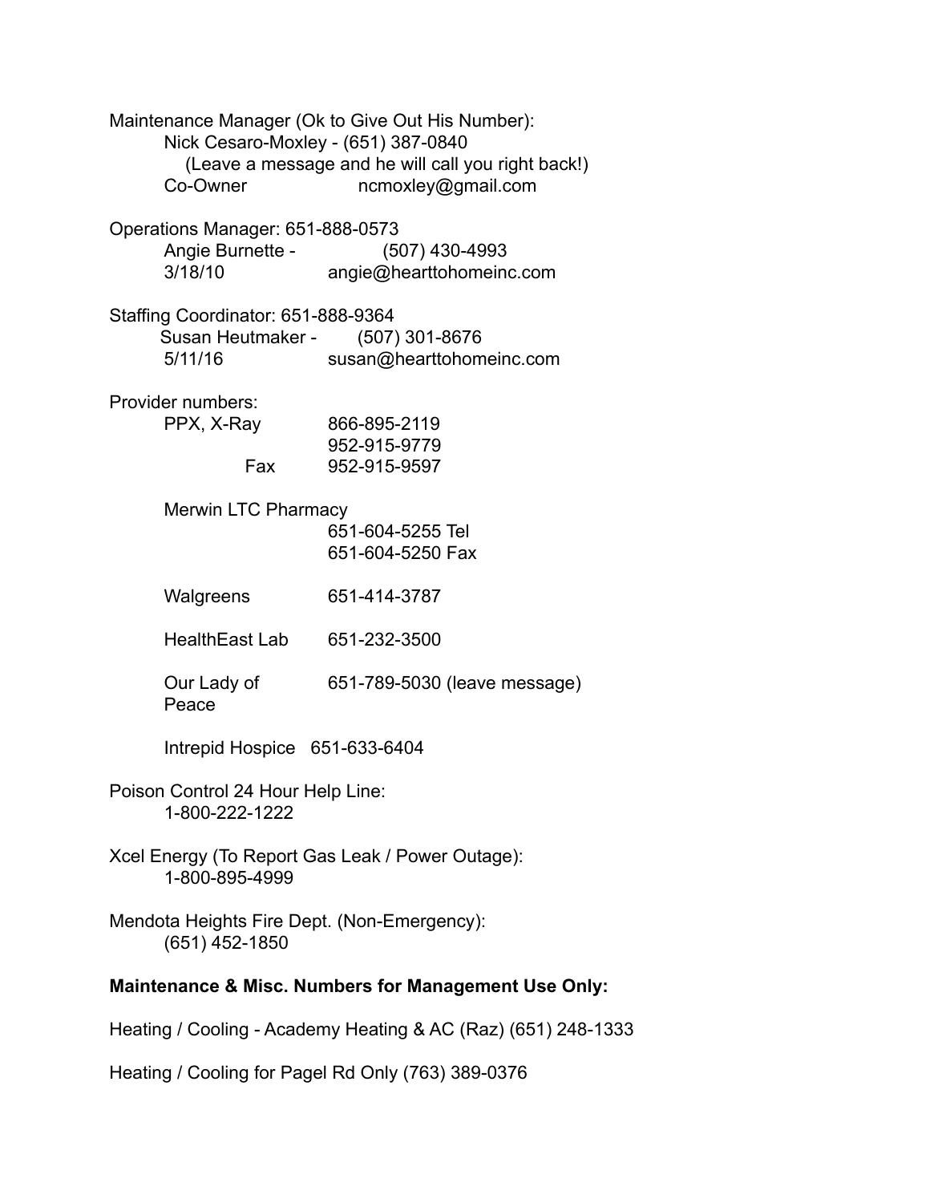Maintenance Manager (Ok to Give Out His Number):
- Nick Cesaro-Moxley - (651) 387-0840
  (Leave a message and he will call you right back!)
- Co-Owner ncmoxley@gmail.com

Operations Manager: 651-888-0573
- Angie Burnette - (507) 430-4993
- 3/18/10 angie@hearttohomeinc.com

Staffing Coordinator: 651-888-9364
- Susan Heutmaker - (507) 301-8676
- 5/11/16 susan@hearttohomeinc.com

Provider numbers:

| | |
|---|---|
| PPX, X-Ray | 866-895-2119 |
| | 952-915-9779 |
| Fax | 952-915-9597 |
| Merwin LTC Pharmacy | |
| | 651-604-5255 Tel |
| | 651-604-5250 Fax |
| Walgreens | 651-414-3787 |
| HealthEast Lab | 651-232-3500 |
| Our Lady of Peace | 651-789-5030 (leave message) |
| Intrepid Hospice | 651-633-6404 |

Poison Control 24 Hour Help Line:
- 1-800-222-1222

Xcel Energy (To Report Gas Leak / Power Outage):
- 1-800-895-4999

Mendota Heights Fire Dept. (Non-Emergency):
- (651) 452-1850

**Maintenance & Misc. Numbers for Management Use Only:**

Heating / Cooling - Academy Heating & AC (Raz) (651) 248-1333

Heating / Cooling for Pagel Rd Only (763) 389-0376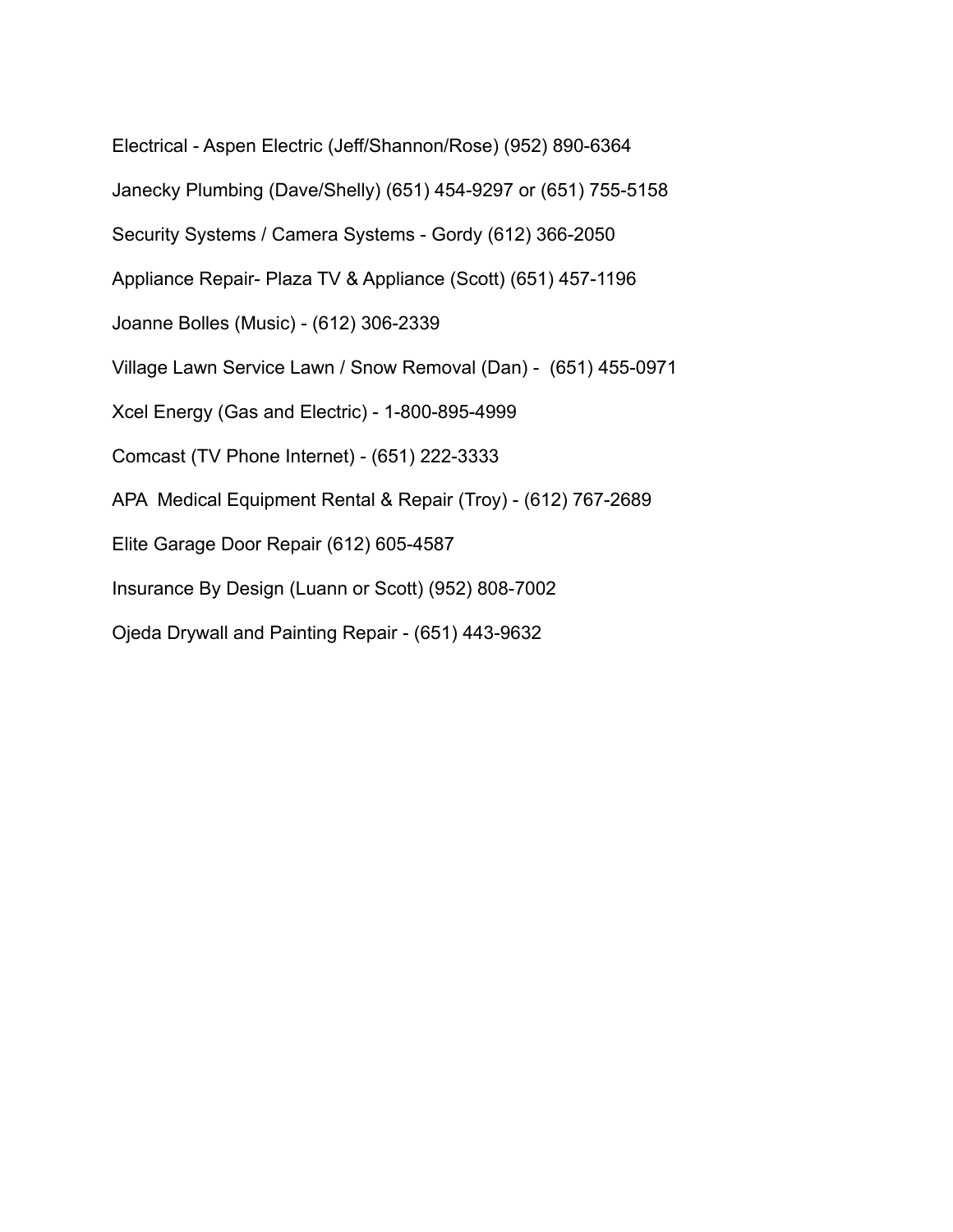Electrical - Aspen Electric (Jeff/Shannon/Rose) (952) 890-6364

Janecky Plumbing (Dave/Shelly) (651) 454-9297 or (651) 755-5158

Security Systems / Camera Systems - Gordy (612) 366-2050

Appliance Repair- Plaza TV & Appliance (Scott) (651) 457-1196

Joanne Bolles (Music) - (612) 306-2339

Village Lawn Service Lawn / Snow Removal (Dan) - (651) 455-0971

Xcel Energy (Gas and Electric) - 1-800-895-4999

Comcast (TV Phone Internet) - (651) 222-3333

APA Medical Equipment Rental & Repair (Troy) - (612) 767-2689

Elite Garage Door Repair (612) 605-4587

Insurance By Design (Luann or Scott) (952) 808-7002

Ojeda Drywall and Painting Repair - (651) 443-9632